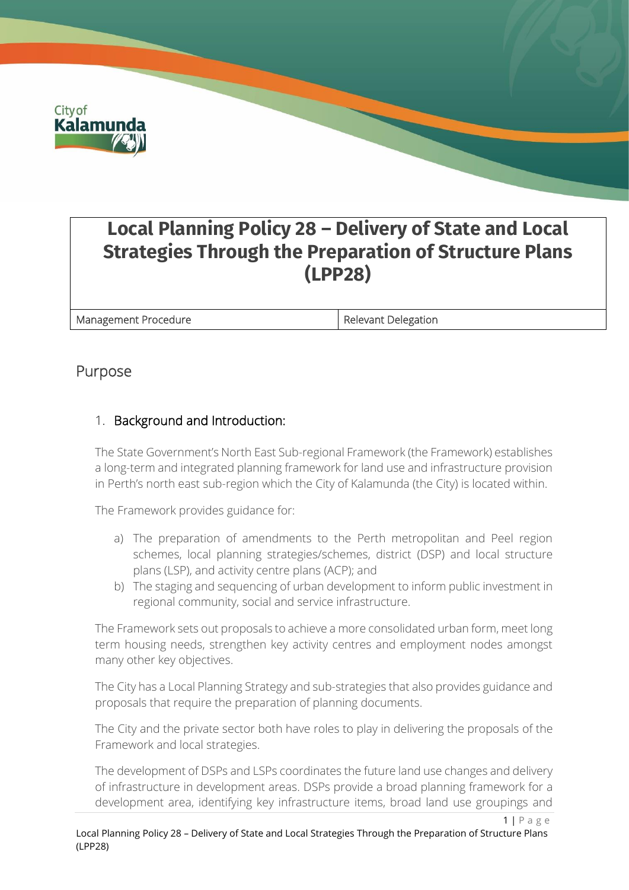# Local Planning Policy 28 – Delivery of State and Local Strategies Through the Preparation of Structure Plans (LPP28)

| Management Procedure | Relevant Delegation |
|---|---|

## Purpose

### 1. Background and Introduction:

The State Government's North East Sub-regional Framework (the Framework) establishes a long-term and integrated planning framework for land use and infrastructure provision in Perth's north east sub-region which the City of Kalamunda (the City) is located within.

The Framework provides guidance for:

a) The preparation of amendments to the Perth metropolitan and Peel region schemes, local planning strategies/schemes, district (DSP) and local structure plans (LSP), and activity centre plans (ACP); and
b) The staging and sequencing of urban development to inform public investment in regional community, social and service infrastructure.

The Framework sets out proposals to achieve a more consolidated urban form, meet long term housing needs, strengthen key activity centres and employment nodes amongst many other key objectives.

The City has a Local Planning Strategy and sub-strategies that also provides guidance and proposals that require the preparation of planning documents.

The City and the private sector both have roles to play in delivering the proposals of the Framework and local strategies.

The development of DSPs and LSPs coordinates the future land use changes and delivery of infrastructure in development areas. DSPs provide a broad planning framework for a development area, identifying key infrastructure items, broad land use groupings and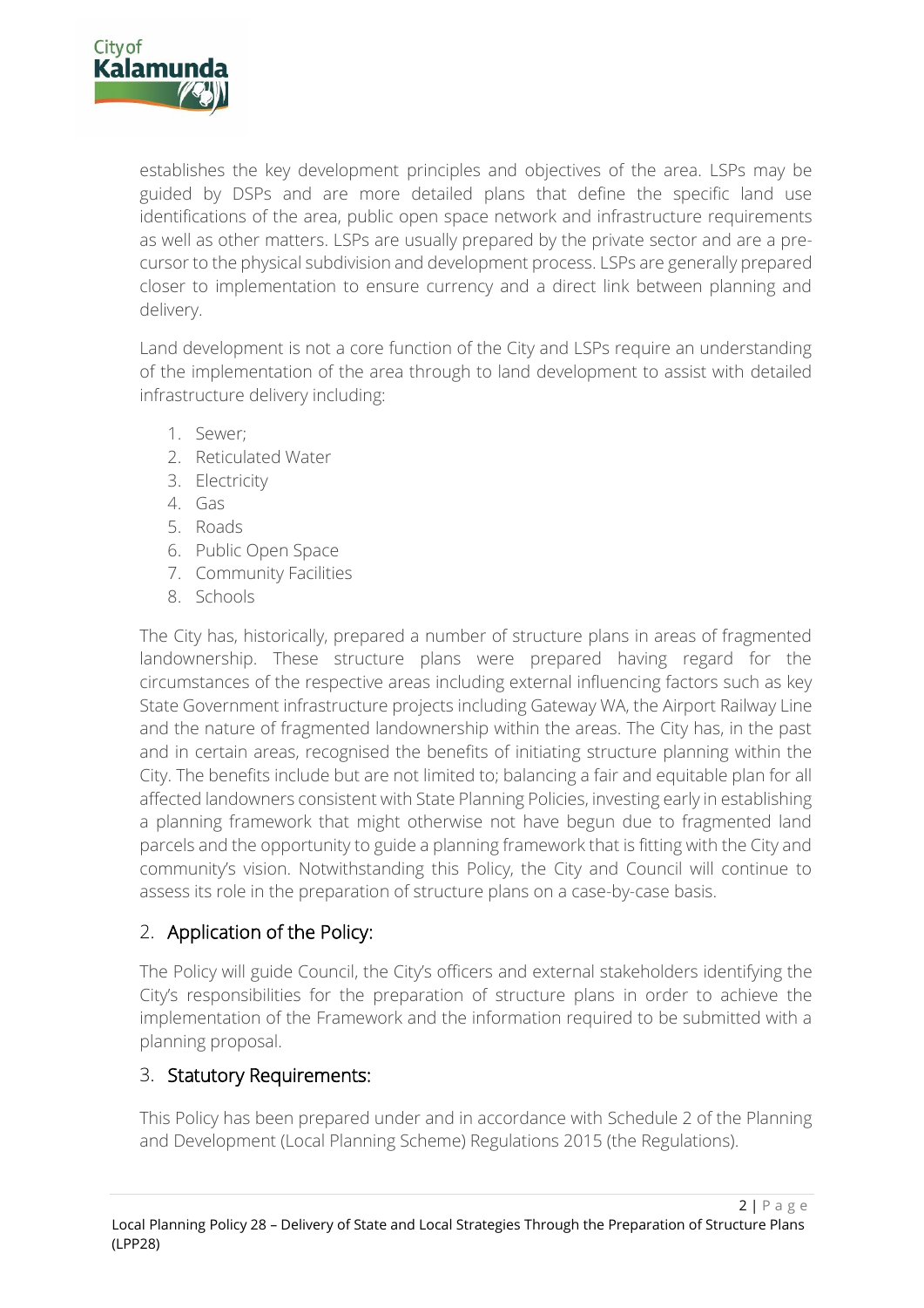establishes the key development principles and objectives of the area. LSPs may be guided by DSPs and are more detailed plans that define the specific land use identifications of the area, public open space network and infrastructure requirements as well as other matters. LSPs are usually prepared by the private sector and are a pre-cursor to the physical subdivision and development process. LSPs are generally prepared closer to implementation to ensure currency and a direct link between planning and delivery.

Land development is not a core function of the City and LSPs require an understanding of the implementation of the area through to land development to assist with detailed infrastructure delivery including:

1. Sewer;
2. Reticulated Water
3. Electricity
4. Gas
5. Roads
6. Public Open Space
7. Community Facilities
8. Schools

The City has, historically, prepared a number of structure plans in areas of fragmented landownership. These structure plans were prepared having regard for the circumstances of the respective areas including external influencing factors such as key State Government infrastructure projects including Gateway WA, the Airport Railway Line and the nature of fragmented landownership within the areas. The City has, in the past and in certain areas, recognised the benefits of initiating structure planning within the City. The benefits include but are not limited to; balancing a fair and equitable plan for all affected landowners consistent with State Planning Policies, investing early in establishing a planning framework that might otherwise not have begun due to fragmented land parcels and the opportunity to guide a planning framework that is fitting with the City and community's vision. Notwithstanding this Policy, the City and Council will continue to assess its role in the preparation of structure plans on a case-by-case basis.

## 2. Application of the Policy:

The Policy will guide Council, the City's officers and external stakeholders identifying the City's responsibilities for the preparation of structure plans in order to achieve the implementation of the Framework and the information required to be submitted with a planning proposal.

## 3. Statutory Requirements:

This Policy has been prepared under and in accordance with Schedule 2 of the Planning and Development (Local Planning Scheme) Regulations 2015 (the Regulations).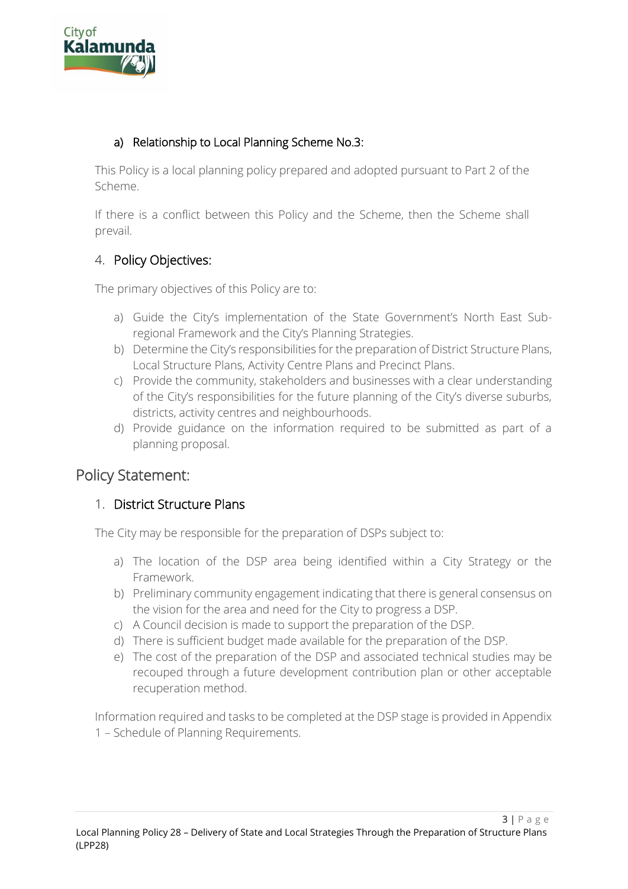### a) Relationship to Local Planning Scheme No.3:

This Policy is a local planning policy prepared and adopted pursuant to Part 2 of the Scheme.

If there is a conflict between this Policy and the Scheme, then the Scheme shall prevail.

### 4. Policy Objectives:

The primary objectives of this Policy are to:

a) Guide the City's implementation of the State Government's North East Sub-regional Framework and the City's Planning Strategies.
b) Determine the City's responsibilities for the preparation of District Structure Plans, Local Structure Plans, Activity Centre Plans and Precinct Plans.
c) Provide the community, stakeholders and businesses with a clear understanding of the City's responsibilities for the future planning of the City's diverse suburbs, districts, activity centres and neighbourhoods.
d) Provide guidance on the information required to be submitted as part of a planning proposal.

## Policy Statement:

### 1. District Structure Plans

The City may be responsible for the preparation of DSPs subject to:

a) The location of the DSP area being identified within a City Strategy or the Framework.
b) Preliminary community engagement indicating that there is general consensus on the vision for the area and need for the City to progress a DSP.
c) A Council decision is made to support the preparation of the DSP.
d) There is sufficient budget made available for the preparation of the DSP.
e) The cost of the preparation of the DSP and associated technical studies may be recouped through a future development contribution plan or other acceptable recuperation method.

Information required and tasks to be completed at the DSP stage is provided in Appendix 1 – Schedule of Planning Requirements.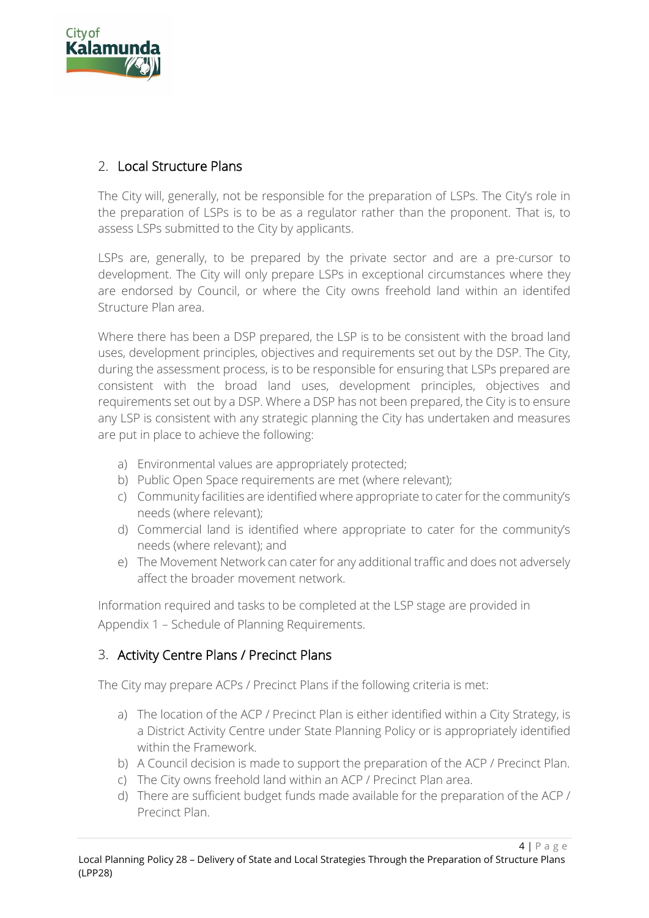## 2. Local Structure Plans

The City will, generally, not be responsible for the preparation of LSPs. The City's role in the preparation of LSPs is to be as a regulator rather than the proponent. That is, to assess LSPs submitted to the City by applicants.

LSPs are, generally, to be prepared by the private sector and are a pre-cursor to development. The City will only prepare LSPs in exceptional circumstances where they are endorsed by Council, or where the City owns freehold land within an identifed Structure Plan area.

Where there has been a DSP prepared, the LSP is to be consistent with the broad land uses, development principles, objectives and requirements set out by the DSP. The City, during the assessment process, is to be responsible for ensuring that LSPs prepared are consistent with the broad land uses, development principles, objectives and requirements set out by a DSP. Where a DSP has not been prepared, the City is to ensure any LSP is consistent with any strategic planning the City has undertaken and measures are put in place to achieve the following:

a) Environmental values are appropriately protected;
b) Public Open Space requirements are met (where relevant);
c) Community facilities are identified where appropriate to cater for the community's needs (where relevant);
d) Commercial land is identified where appropriate to cater for the community's needs (where relevant); and
e) The Movement Network can cater for any additional traffic and does not adversely affect the broader movement network.

Information required and tasks to be completed at the LSP stage are provided in Appendix 1 – Schedule of Planning Requirements.

## 3. Activity Centre Plans / Precinct Plans

The City may prepare ACPs / Precinct Plans if the following criteria is met:

a) The location of the ACP / Precinct Plan is either identified within a City Strategy, is a District Activity Centre under State Planning Policy or is appropriately identified within the Framework.
b) A Council decision is made to support the preparation of the ACP / Precinct Plan.
c) The City owns freehold land within an ACP / Precinct Plan area.
d) There are sufficient budget funds made available for the preparation of the ACP / Precinct Plan.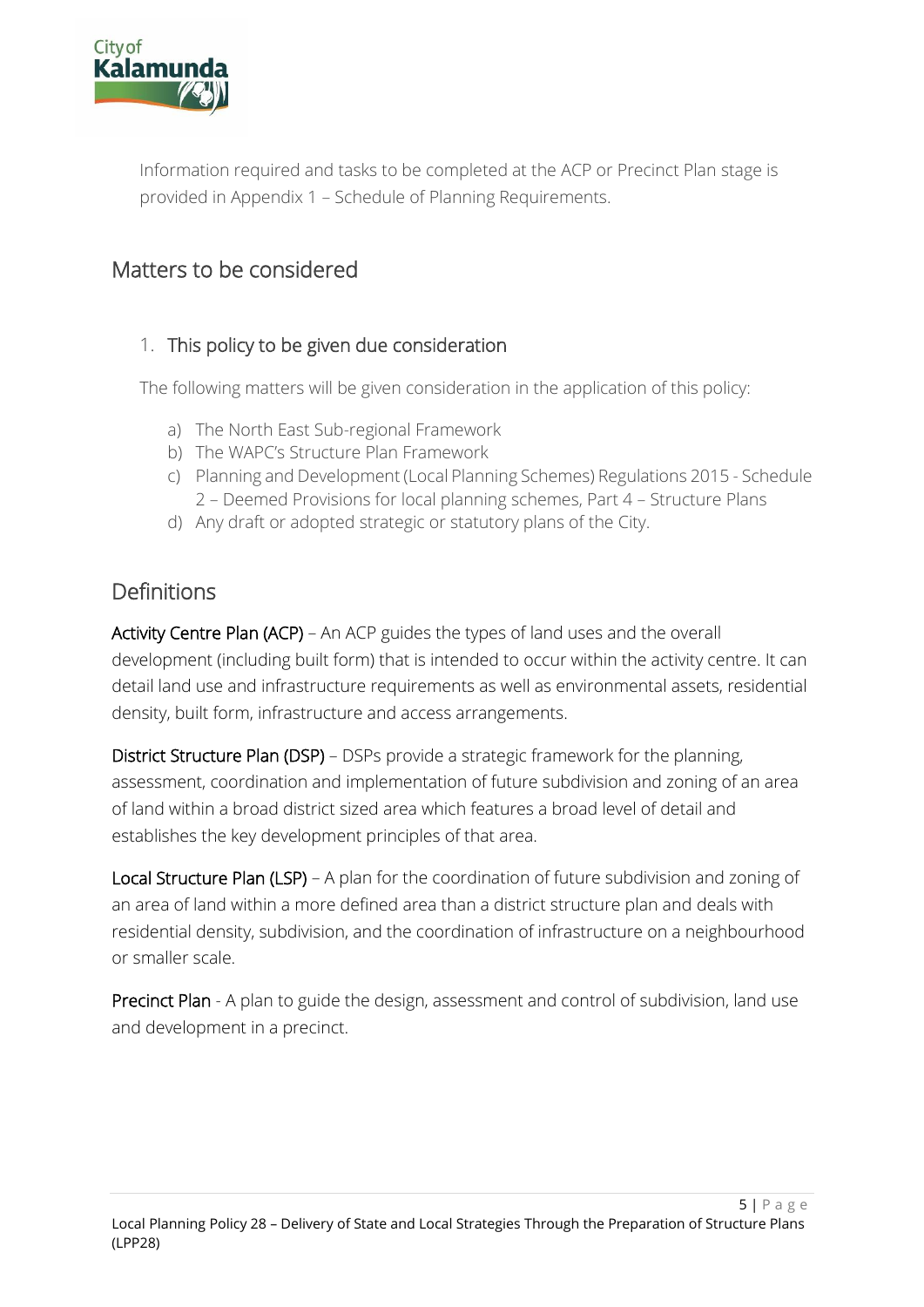Information required and tasks to be completed at the ACP or Precinct Plan stage is provided in Appendix 1 – Schedule of Planning Requirements.

## Matters to be considered

### 1. This policy to be given due consideration

The following matters will be given consideration in the application of this policy:

a) The North East Sub-regional Framework
b) The WAPC's Structure Plan Framework
c) Planning and Development (Local Planning Schemes) Regulations 2015 - Schedule 2 – Deemed Provisions for local planning schemes, Part 4 – Structure Plans
d) Any draft or adopted strategic or statutory plans of the City.

## Definitions

**Activity Centre Plan (ACP)** – An ACP guides the types of land uses and the overall development (including built form) that is intended to occur within the activity centre. It can detail land use and infrastructure requirements as well as environmental assets, residential density, built form, infrastructure and access arrangements.

**District Structure Plan (DSP)** – DSPs provide a strategic framework for the planning, assessment, coordination and implementation of future subdivision and zoning of an area of land within a broad district sized area which features a broad level of detail and establishes the key development principles of that area.

**Local Structure Plan (LSP)** – A plan for the coordination of future subdivision and zoning of an area of land within a more defined area than a district structure plan and deals with residential density, subdivision, and the coordination of infrastructure on a neighbourhood or smaller scale.

**Precinct Plan** - A plan to guide the design, assessment and control of subdivision, land use and development in a precinct.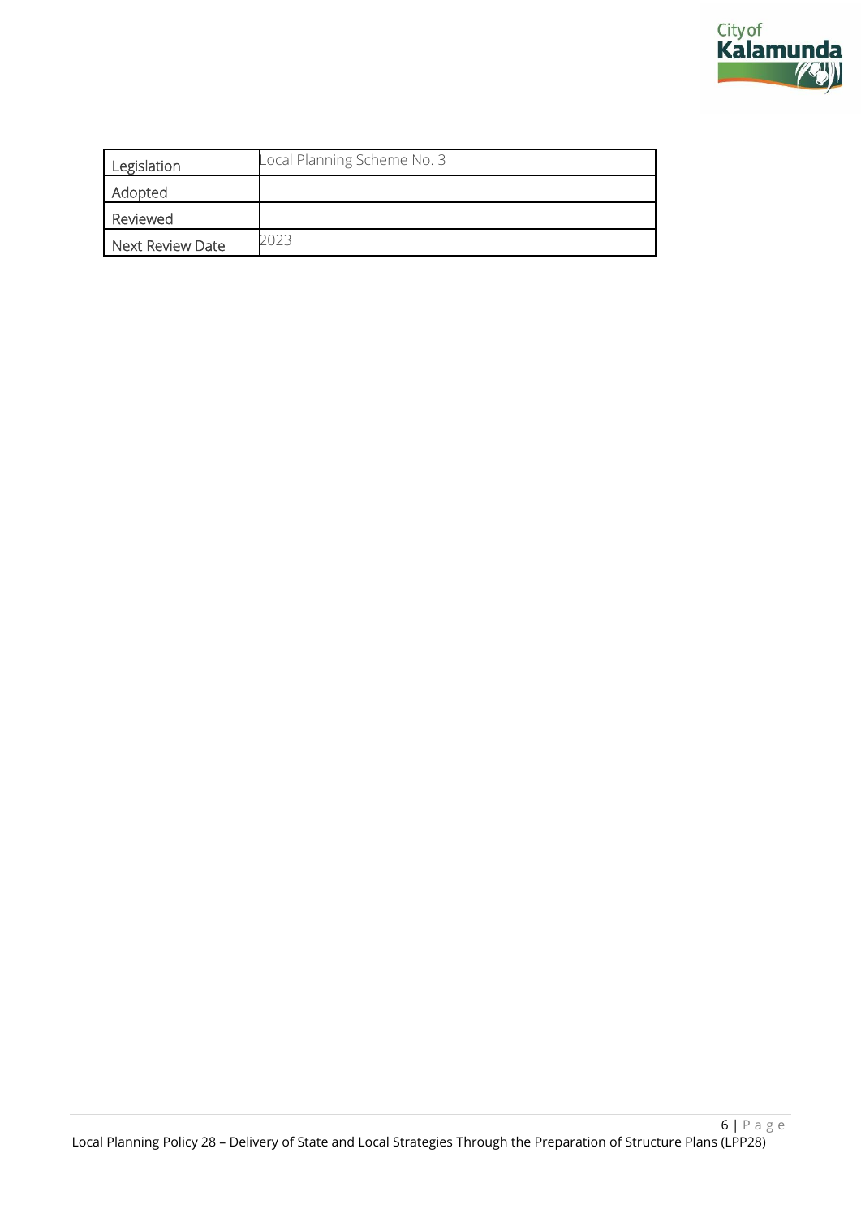| Legislation | Local Planning Scheme No. 3 |
| --- | --- |
| Adopted | |
| Reviewed | |
| Next Review Date | 2023 |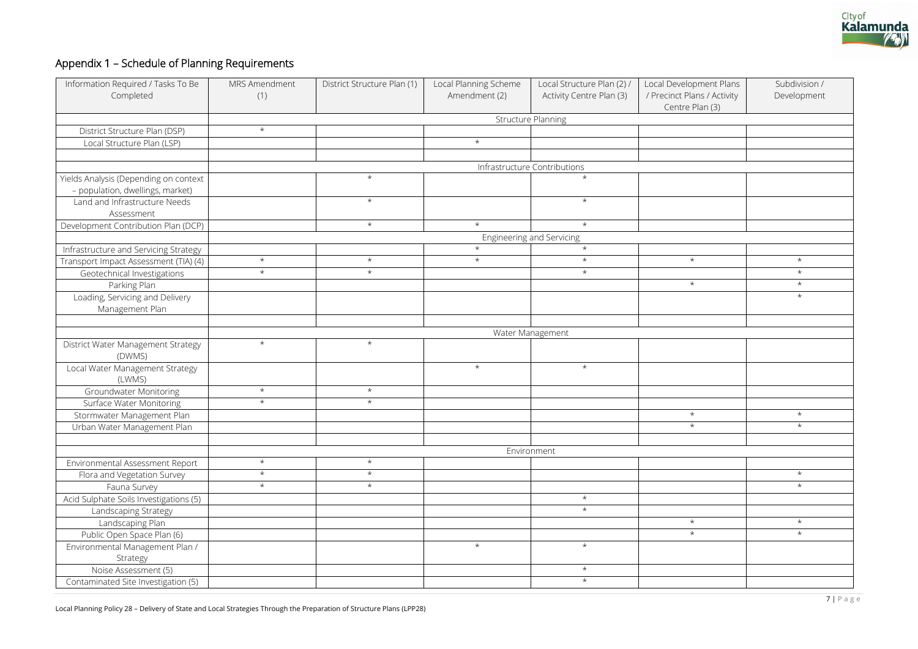## Appendix 1 – Schedule of Planning Requirements

| Information Required / Tasks To Be Completed | MRS Amendment (1) | District Structure Plan (1) | Local Planning Scheme Amendment (2) | Local Structure Plan (2) / Activity Centre Plan (3) | Local Development Plans / Precinct Plans / Activity Centre Plan (3) | Subdivision / Development |
|---|---|---|---|---|---|---|
| | Structure Planning | | | | | |
| District Structure Plan (DSP) | * | | | | | |
| Local Structure Plan (LSP) | | | * | | | |
| | | | | | | |
| | Infrastructure Contributions | | | | | |
| Yields Analysis (Depending on context – population, dwellings, market) | | * | | * | | |
| Land and Infrastructure Needs Assessment | | * | | * | | |
| Development Contribution Plan (DCP) | | * | * | * | | |
| | Engineering and Servicing | | | | | |
| Infrastructure and Servicing Strategy | | | * | * | | |
| Transport Impact Assessment (TIA) (4) | * | * | * | * | * | * |
| Geotechnical Investigations | * | * | | * | | * |
| Parking Plan | | | | | * | * |
| Loading, Servicing and Delivery Management Plan | | | | | | * |
| | | | | | | |
| | Water Management | | | | | |
| District Water Management Strategy (DWMS) | * | * | | | | |
| Local Water Management Strategy (LWMS) | | | * | * | | |
| Groundwater Monitoring | * | * | | | | |
| Surface Water Monitoring | * | * | | | | |
| Stormwater Management Plan | | | | | * | * |
| Urban Water Management Plan | | | | | * | * |
| | | | | | | |
| | Environment | | | | | |
| Environmental Assessment Report | * | * | | | | |
| Flora and Vegetation Survey | * | * | | | | * |
| Fauna Survey | * | * | | | | * |
| Acid Sulphate Soils Investigations (5) | | | | * | | |
| Landscaping Strategy | | | | * | | |
| Landscaping Plan | | | | | * | * |
| Public Open Space Plan (6) | | | | | * | * |
| Environmental Management Plan / Strategy | | | * | * | | |
| Noise Assessment (5) | | | | * | | |
| Contaminated Site Investigation (5) | | | | * | | |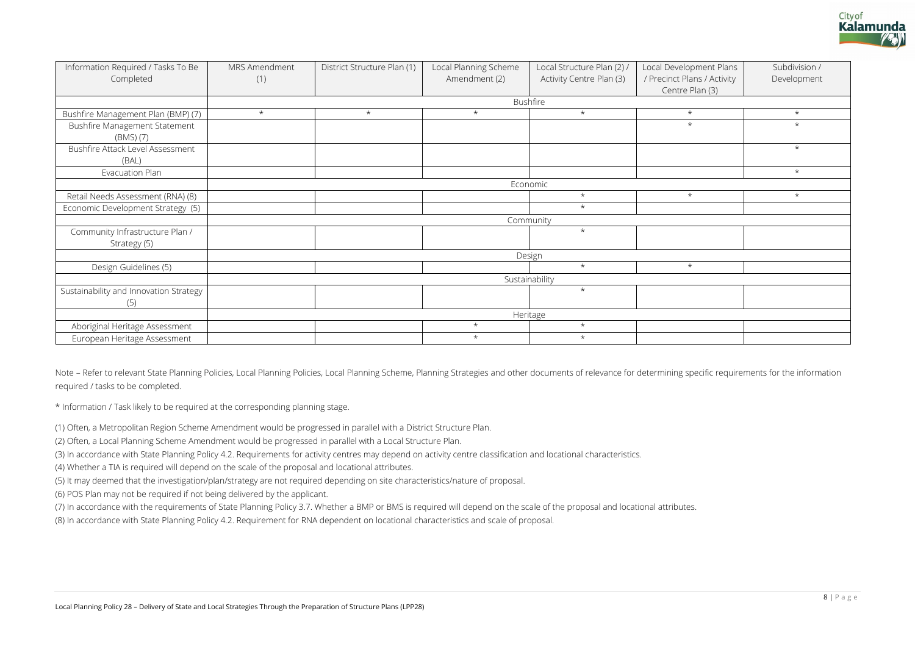| Information Required / Tasks To Be Completed | MRS Amendment (1) | District Structure Plan (1) | Local Planning Scheme Amendment (2) | Local Structure Plan (2) / Activity Centre Plan (3) | Local Development Plans / Precinct Plans / Activity Centre Plan (3) | Subdivision / Development |
|---|---|---|---|---|---|---|
| | Bushfire | | | | | |
| Bushfire Management Plan (BMP) (7) | * | * | * | * | * | * |
| Bushfire Management Statement (BMS) (7) | | | | | * | * |
| Bushfire Attack Level Assessment (BAL) | | | | | | * |
| Evacuation Plan | | | | | | * |
| | Economic | | | | | |
| Retail Needs Assessment (RNA) (8) | | | | * | * | * |
| Economic Development Strategy (5) | | | | * | | |
| | Community | | | | | |
| Community Infrastructure Plan / Strategy (5) | | | | * | | |
| | Design | | | | | |
| Design Guidelines (5) | | | | * | * | |
| | Sustainability | | | | | |
| Sustainability and Innovation Strategy (5) | | | | * | | |
| | Heritage | | | | | |
| Aboriginal Heritage Assessment | | | * | * | | |
| European Heritage Assessment | | | * | * | | |

Note – Refer to relevant State Planning Policies, Local Planning Policies, Local Planning Scheme, Planning Strategies and other documents of relevance for determining specific requirements for the information required / tasks to be completed.

* Information / Task likely to be required at the corresponding planning stage.

(1) Often, a Metropolitan Region Scheme Amendment would be progressed in parallel with a District Structure Plan.

(2) Often, a Local Planning Scheme Amendment would be progressed in parallel with a Local Structure Plan.

(3) In accordance with State Planning Policy 4.2. Requirements for activity centres may depend on activity centre classification and locational characteristics.

(4) Whether a TIA is required will depend on the scale of the proposal and locational attributes.

(5) It may deemed that the investigation/plan/strategy are not required depending on site characteristics/nature of proposal.

(6) POS Plan may not be required if not being delivered by the applicant.

(7) In accordance with the requirements of State Planning Policy 3.7. Whether a BMP or BMS is required will depend on the scale of the proposal and locational attributes.

(8) In accordance with State Planning Policy 4.2. Requirement for RNA dependent on locational characteristics and scale of proposal.